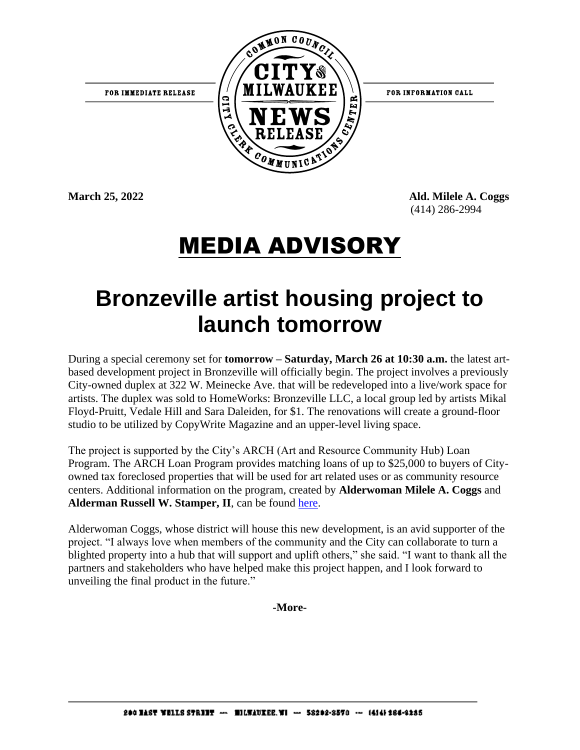FOR IMMEDIATE RELEASE

COMMON COUNCIL CITY OF MILWAUKEE NEWS RELEASE CITY CLERK COMMUNICATIONS CENTER

FOR INFORMATION CALL

**March 25, 2022**

**Ald. Milele A. Coggs**
(414) 286-2994

# MEDIA ADVISORY

# Bronzeville artist housing project to launch tomorrow

During a special ceremony set for **tomorrow – Saturday, March 26 at 10:30 a.m.** the latest art-based development project in Bronzeville will officially begin. The project involves a previously City-owned duplex at 322 W. Meinecke Ave. that will be redeveloped into a live/work space for artists. The duplex was sold to HomeWorks: Bronzeville LLC, a local group led by artists Mikal Floyd-Pruitt, Vedale Hill and Sara Daleiden, for $1. The renovations will create a ground-floor studio to be utilized by CopyWrite Magazine and an upper-level living space.

The project is supported by the City's ARCH (Art and Resource Community Hub) Loan Program. The ARCH Loan Program provides matching loans of up to $25,000 to buyers of City-owned tax foreclosed properties that will be used for art related uses or as community resource centers. Additional information on the program, created by **Alderwoman Milele A. Coggs** and **Alderman Russell W. Stamper, II**, can be found here.

Alderwoman Coggs, whose district will house this new development, is an avid supporter of the project. "I always love when members of the community and the City can collaborate to turn a blighted property into a hub that will support and uplift others," she said. "I want to thank all the partners and stakeholders who have helped make this project happen, and I look forward to unveiling the final product in the future."

**-More-**

200 EAST WELLS STREET — MILWAUKEE, WI — 53202-3570 — (414) 286-2235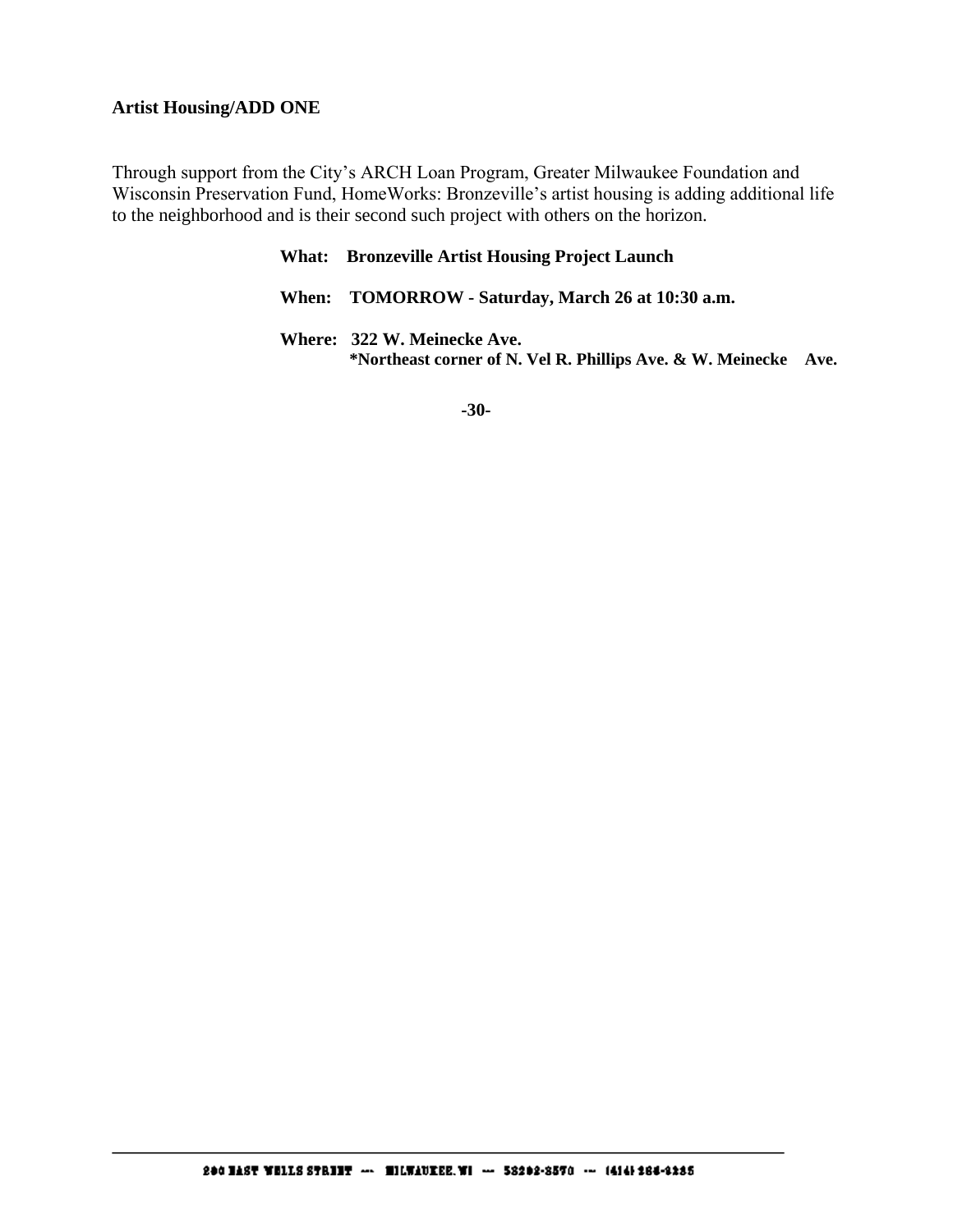**Artist Housing/ADD ONE**

Through support from the City's ARCH Loan Program, Greater Milwaukee Foundation and Wisconsin Preservation Fund, HomeWorks: Bronzeville's artist housing is adding additional life to the neighborhood and is their second such project with others on the horizon.

**What: Bronzeville Artist Housing Project Launch**

**When: TOMORROW - Saturday, March 26 at 10:30 a.m.**

**Where: 322 W. Meinecke Ave.**
**\*Northeast corner of N. Vel R. Phillips Ave. & W. Meinecke Ave.**

**-30-**

200 EAST WELLS STREET — MILWAUKEE, WI — 53202-3570 — (414) 286-2235